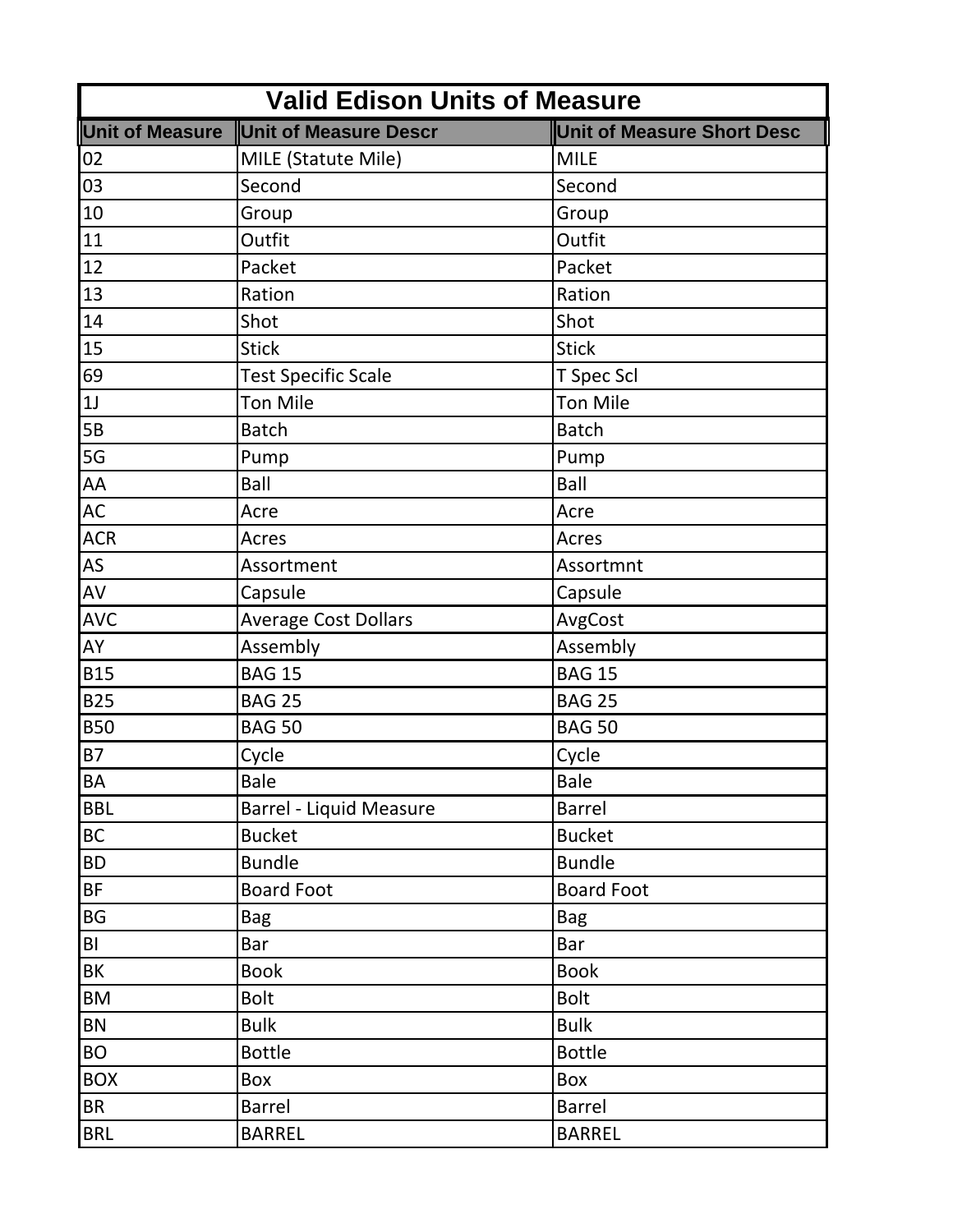# Valid Edison Units of Measure

| Unit of Measure | Unit of Measure Descr | Unit of Measure Short Desc |
|---|---|---|
| 02 | MILE (Statute Mile) | MILE |
| 03 | Second | Second |
| 10 | Group | Group |
| 11 | Outfit | Outfit |
| 12 | Packet | Packet |
| 13 | Ration | Ration |
| 14 | Shot | Shot |
| 15 | Stick | Stick |
| 69 | Test Specific Scale | T Spec Scl |
| 1J | Ton Mile | Ton Mile |
| 5B | Batch | Batch |
| 5G | Pump | Pump |
| AA | Ball | Ball |
| AC | Acre | Acre |
| ACR | Acres | Acres |
| AS | Assortment | Assortmnt |
| AV | Capsule | Capsule |
| AVC | Average Cost Dollars | AvgCost |
| AY | Assembly | Assembly |
| B15 | BAG 15 | BAG 15 |
| B25 | BAG 25 | BAG 25 |
| B50 | BAG 50 | BAG 50 |
| B7 | Cycle | Cycle |
| BA | Bale | Bale |
| BBL | Barrel - Liquid Measure | Barrel |
| BC | Bucket | Bucket |
| BD | Bundle | Bundle |
| BF | Board Foot | Board Foot |
| BG | Bag | Bag |
| BI | Bar | Bar |
| BK | Book | Book |
| BM | Bolt | Bolt |
| BN | Bulk | Bulk |
| BO | Bottle | Bottle |
| BOX | Box | Box |
| BR | Barrel | Barrel |
| BRL | BARREL | BARREL |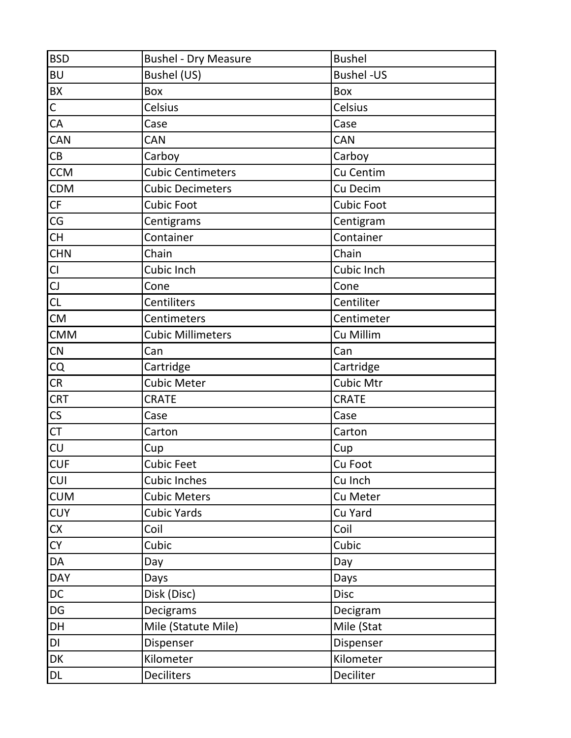| | | |
|---|---|---|
| BSD | Bushel - Dry Measure | Bushel |
| BU | Bushel (US) | Bushel -US |
| BX | Box | Box |
| C | Celsius | Celsius |
| CA | Case | Case |
| CAN | CAN | CAN |
| CB | Carboy | Carboy |
| CCM | Cubic Centimeters | Cu Centim |
| CDM | Cubic Decimeters | Cu Decim |
| CF | Cubic Foot | Cubic Foot |
| CG | Centigrams | Centigram |
| CH | Container | Container |
| CHN | Chain | Chain |
| CI | Cubic Inch | Cubic Inch |
| CJ | Cone | Cone |
| CL | Centiliters | Centiliter |
| CM | Centimeters | Centimeter |
| CMM | Cubic Millimeters | Cu Millim |
| CN | Can | Can |
| CQ | Cartridge | Cartridge |
| CR | Cubic Meter | Cubic Mtr |
| CRT | CRATE | CRATE |
| CS | Case | Case |
| CT | Carton | Carton |
| CU | Cup | Cup |
| CUF | Cubic Feet | Cu Foot |
| CUI | Cubic Inches | Cu Inch |
| CUM | Cubic Meters | Cu Meter |
| CUY | Cubic Yards | Cu Yard |
| CX | Coil | Coil |
| CY | Cubic | Cubic |
| DA | Day | Day |
| DAY | Days | Days |
| DC | Disk (Disc) | Disc |
| DG | Decigrams | Decigram |
| DH | Mile (Statute Mile) | Mile (Stat |
| DI | Dispenser | Dispenser |
| DK | Kilometer | Kilometer |
| DL | Deciliters | Deciliter |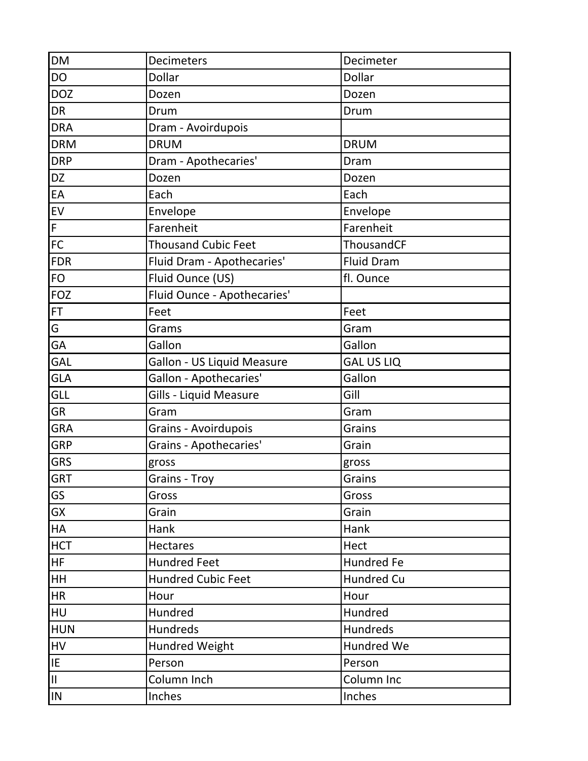| DM | Decimeters | Decimeter |
| --- | --- | --- |
| DO | Dollar | Dollar |
| DOZ | Dozen | Dozen |
| DR | Drum | Drum |
| DRA | Dram - Avoirdupois | |
| DRM | DRUM | DRUM |
| DRP | Dram - Apothecaries' | Dram |
| DZ | Dozen | Dozen |
| EA | Each | Each |
| EV | Envelope | Envelope |
| F | Farenheit | Farenheit |
| FC | Thousand Cubic Feet | ThousandCF |
| FDR | Fluid Dram - Apothecaries' | Fluid Dram |
| FO | Fluid Ounce (US) | fl. Ounce |
| FOZ | Fluid Ounce - Apothecaries' | |
| FT | Feet | Feet |
| G | Grams | Gram |
| GA | Gallon | Gallon |
| GAL | Gallon - US Liquid Measure | GAL US LIQ |
| GLA | Gallon - Apothecaries' | Gallon |
| GLL | Gills - Liquid Measure | Gill |
| GR | Gram | Gram |
| GRA | Grains - Avoirdupois | Grains |
| GRP | Grains - Apothecaries' | Grain |
| GRS | gross | gross |
| GRT | Grains - Troy | Grains |
| GS | Gross | Gross |
| GX | Grain | Grain |
| HA | Hank | Hank |
| HCT | Hectares | Hect |
| HF | Hundred Feet | Hundred Fe |
| HH | Hundred Cubic Feet | Hundred Cu |
| HR | Hour | Hour |
| HU | Hundred | Hundred |
| HUN | Hundreds | Hundreds |
| HV | Hundred Weight | Hundred We |
| IE | Person | Person |
| II | Column Inch | Column Inc |
| IN | Inches | Inches |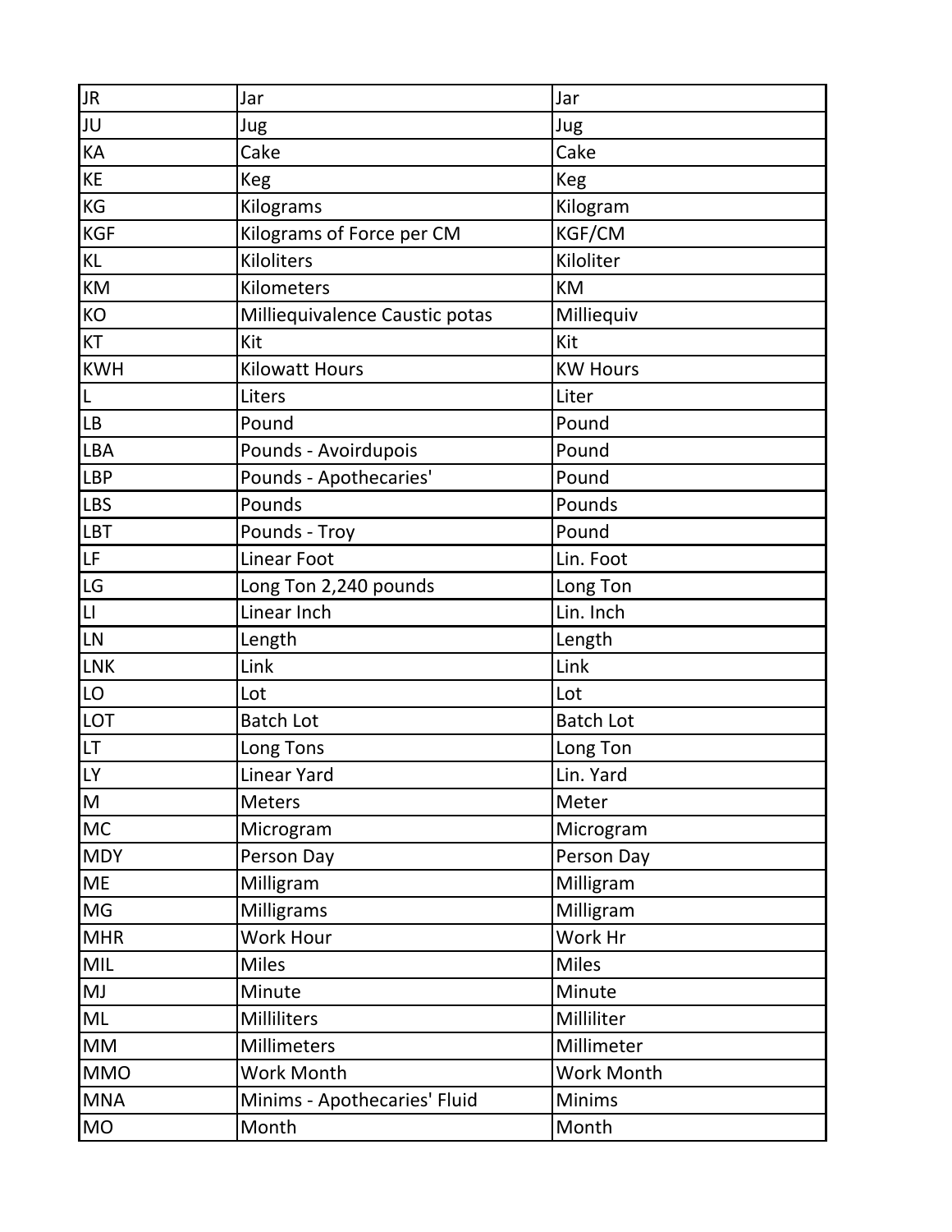| JR | Jar | Jar |
|---|---|---|
| JU | Jug | Jug |
| KA | Cake | Cake |
| KE | Keg | Keg |
| KG | Kilograms | Kilogram |
| KGF | Kilograms of Force per CM | KGF/CM |
| KL | Kiloliters | Kiloliter |
| KM | Kilometers | KM |
| KO | Milliequivalence Caustic potas | Milliequiv |
| KT | Kit | Kit |
| KWH | Kilowatt Hours | KW Hours |
| L | Liters | Liter |
| LB | Pound | Pound |
| LBA | Pounds - Avoirdupois | Pound |
| LBP | Pounds - Apothecaries' | Pound |
| LBS | Pounds | Pounds |
| LBT | Pounds - Troy | Pound |
| LF | Linear Foot | Lin. Foot |
| LG | Long Ton 2,240 pounds | Long Ton |
| LI | Linear Inch | Lin. Inch |
| LN | Length | Length |
| LNK | Link | Link |
| LO | Lot | Lot |
| LOT | Batch Lot | Batch Lot |
| LT | Long Tons | Long Ton |
| LY | Linear Yard | Lin. Yard |
| M | Meters | Meter |
| MC | Microgram | Microgram |
| MDY | Person Day | Person Day |
| ME | Milligram | Milligram |
| MG | Milligrams | Milligram |
| MHR | Work Hour | Work Hr |
| MIL | Miles | Miles |
| MJ | Minute | Minute |
| ML | Milliliters | Milliliter |
| MM | Millimeters | Millimeter |
| MMO | Work Month | Work Month |
| MNA | Minims - Apothecaries' Fluid | Minims |
| MO | Month | Month |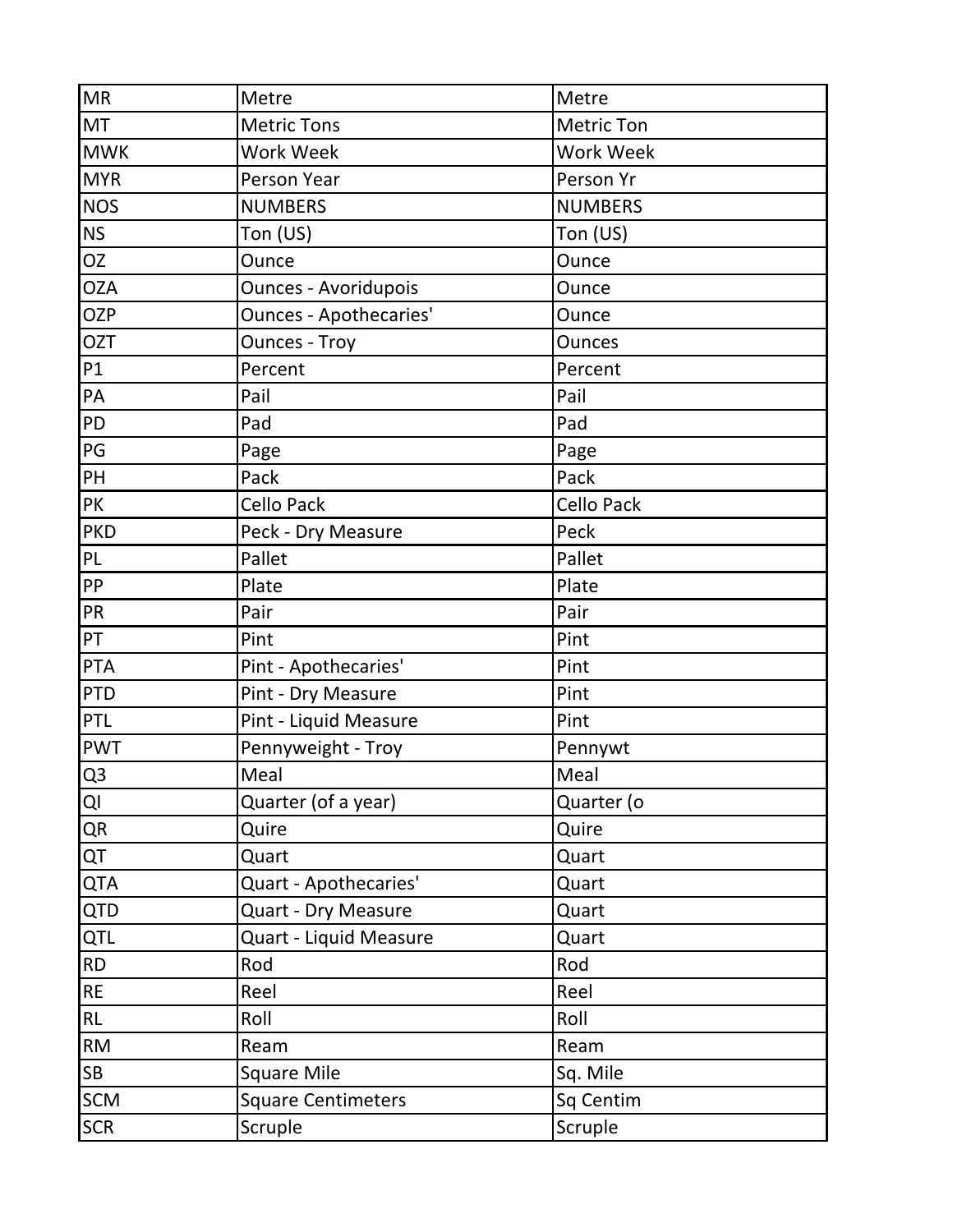| MR | Metre | Metre |
|---|---|---|
| MT | Metric Tons | Metric Ton |
| MWK | Work Week | Work Week |
| MYR | Person Year | Person Yr |
| NOS | NUMBERS | NUMBERS |
| NS | Ton (US) | Ton (US) |
| OZ | Ounce | Ounce |
| OZA | Ounces - Avoridupois | Ounce |
| OZP | Ounces - Apothecaries' | Ounce |
| OZT | Ounces - Troy | Ounces |
| P1 | Percent | Percent |
| PA | Pail | Pail |
| PD | Pad | Pad |
| PG | Page | Page |
| PH | Pack | Pack |
| PK | Cello Pack | Cello Pack |
| PKD | Peck - Dry Measure | Peck |
| PL | Pallet | Pallet |
| PP | Plate | Plate |
| PR | Pair | Pair |
| PT | Pint | Pint |
| PTA | Pint - Apothecaries' | Pint |
| PTD | Pint - Dry Measure | Pint |
| PTL | Pint - Liquid Measure | Pint |
| PWT | Pennyweight - Troy | Pennywt |
| Q3 | Meal | Meal |
| QI | Quarter (of a year) | Quarter (o |
| QR | Quire | Quire |
| QT | Quart | Quart |
| QTA | Quart - Apothecaries' | Quart |
| QTD | Quart - Dry Measure | Quart |
| QTL | Quart - Liquid Measure | Quart |
| RD | Rod | Rod |
| RE | Reel | Reel |
| RL | Roll | Roll |
| RM | Ream | Ream |
| SB | Square Mile | Sq. Mile |
| SCM | Square Centimeters | Sq Centim |
| SCR | Scruple | Scruple |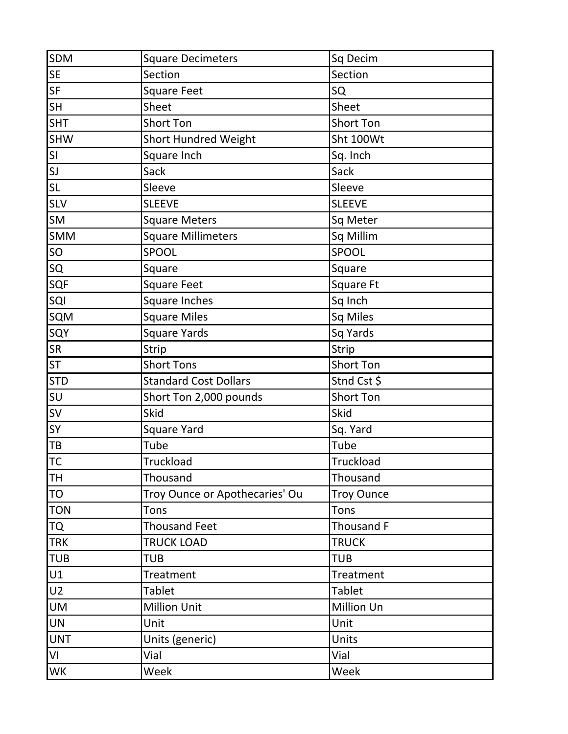| | | |
|---|---|---|
| SDM | Square Decimeters | Sq Decim |
| SE | Section | Section |
| SF | Square Feet | SQ |
| SH | Sheet | Sheet |
| SHT | Short Ton | Short Ton |
| SHW | Short Hundred Weight | Sht 100Wt |
| SI | Square Inch | Sq. Inch |
| SJ | Sack | Sack |
| SL | Sleeve | Sleeve |
| SLV | SLEEVE | SLEEVE |
| SM | Square Meters | Sq Meter |
| SMM | Square Millimeters | Sq Millim |
| SO | SPOOL | SPOOL |
| SQ | Square | Square |
| SQF | Square Feet | Square Ft |
| SQI | Square Inches | Sq Inch |
| SQM | Square Miles | Sq Miles |
| SQY | Square Yards | Sq Yards |
| SR | Strip | Strip |
| ST | Short Tons | Short Ton |
| STD | Standard Cost Dollars | Stnd Cst $ |
| SU | Short Ton 2,000 pounds | Short Ton |
| SV | Skid | Skid |
| SY | Square Yard | Sq. Yard |
| TB | Tube | Tube |
| TC | Truckload | Truckload |
| TH | Thousand | Thousand |
| TO | Troy Ounce or Apothecaries' Ou | Troy Ounce |
| TON | Tons | Tons |
| TQ | Thousand Feet | Thousand F |
| TRK | TRUCK LOAD | TRUCK |
| TUB | TUB | TUB |
| U1 | Treatment | Treatment |
| U2 | Tablet | Tablet |
| UM | Million Unit | Million Un |
| UN | Unit | Unit |
| UNT | Units (generic) | Units |
| VI | Vial | Vial |
| WK | Week | Week |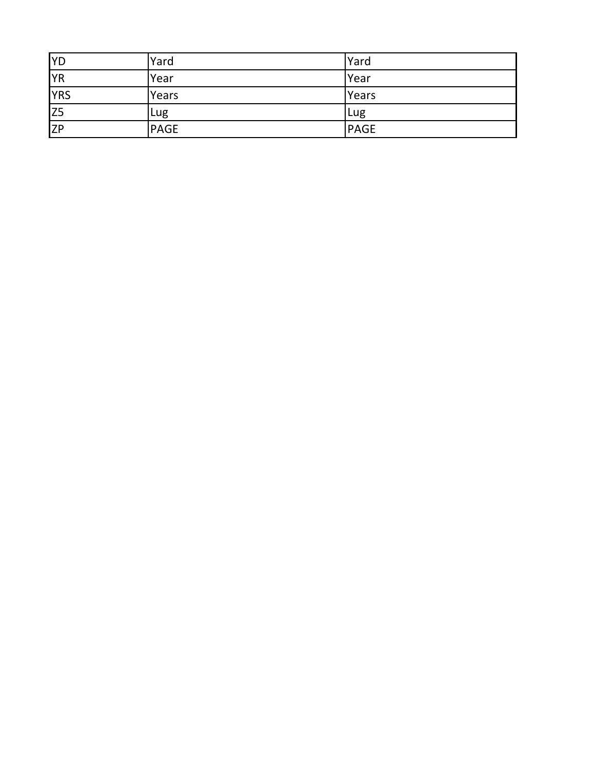| | | |
|---|---|---|
| YD | Yard | Yard |
| YR | Year | Year |
| YRS | Years | Years |
| Z5 | Lug | Lug |
| ZP | PAGE | PAGE |